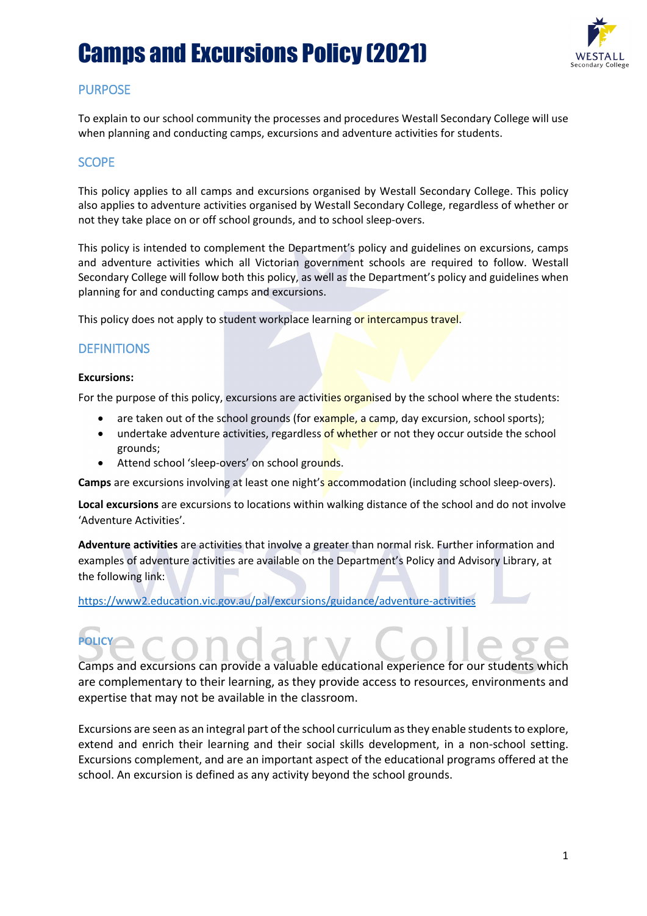# Camps and Excursions Policy (2021)

## PURPOSE

To explain to our school community the processes and procedures Westall Secondary College will use when planning and conducting camps, excursions and adventure activities for students.

## SCOPE

This policy applies to all camps and excursions organised by Westall Secondary College. This policy also applies to adventure activities organised by Westall Secondary College, regardless of whether or not they take place on or off school grounds, and to school sleep-overs.

This policy is intended to complement the Department's policy and guidelines on excursions, camps and adventure activities which all Victorian government schools are required to follow. Westall Secondary College will follow both this policy, as well as the Department's policy and guidelines when planning for and conducting camps and excursions.

This policy does not apply to student workplace learning or intercampus travel.

## DEFINITIONS

**Excursions:**

For the purpose of this policy, excursions are activities organised by the school where the students:

- are taken out of the school grounds (for example, a camp, day excursion, school sports);
- undertake adventure activities, regardless of whether or not they occur outside the school grounds;
- Attend school 'sleep-overs' on school grounds.

**Camps** are excursions involving at least one night's accommodation (including school sleep-overs).

**Local excursions** are excursions to locations within walking distance of the school and do not involve 'Adventure Activities'.

**Adventure activities** are activities that involve a greater than normal risk. Further information and examples of adventure activities are available on the Department's Policy and Advisory Library, at the following link:

https://www2.education.vic.gov.au/pal/excursions/guidance/adventure-activities

## POLICY

Camps and excursions can provide a valuable educational experience for our students which are complementary to their learning, as they provide access to resources, environments and expertise that may not be available in the classroom.

Excursions are seen as an integral part of the school curriculum as they enable students to explore, extend and enrich their learning and their social skills development, in a non-school setting. Excursions complement, and are an important aspect of the educational programs offered at the school. An excursion is defined as any activity beyond the school grounds.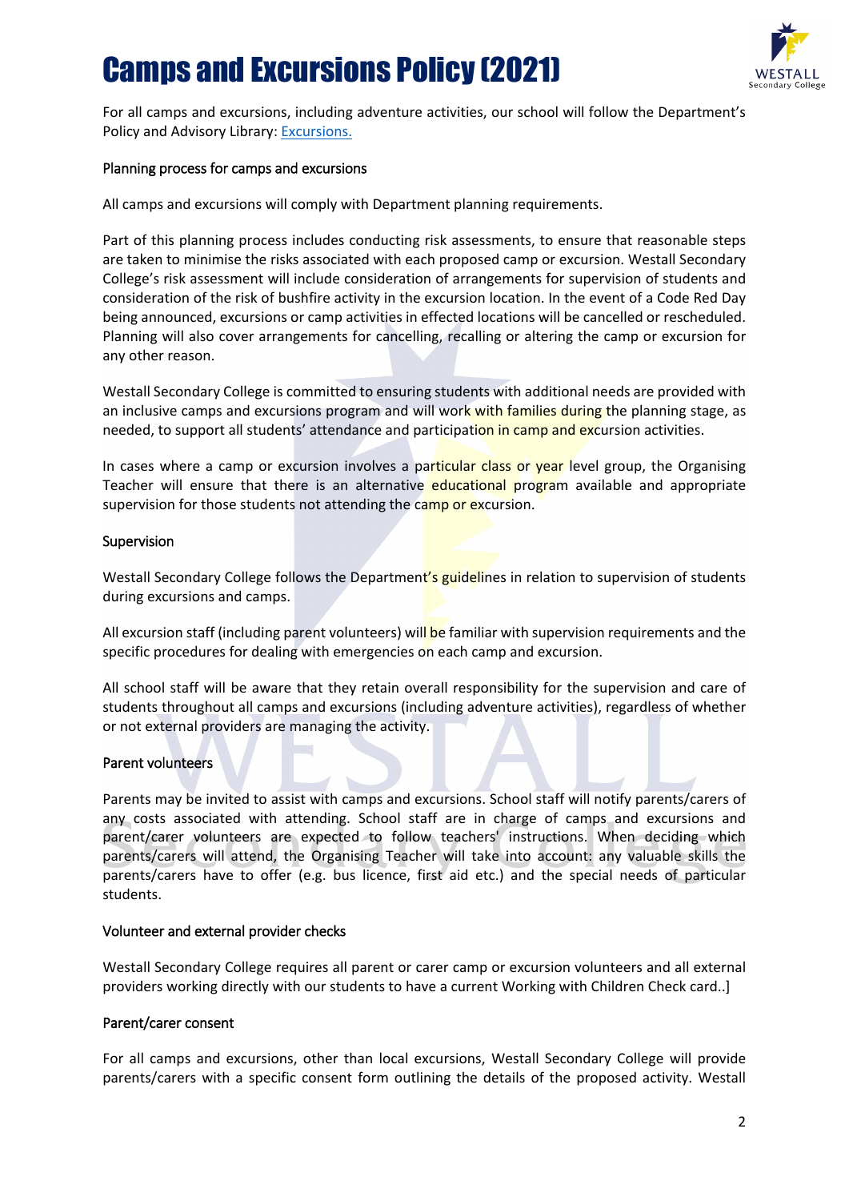For all camps and excursions, including adventure activities, our school will follow the Department's Policy and Advisory Library: [Excursions.](Excursions.)

## Planning process for camps and excursions

All camps and excursions will comply with Department planning requirements.

Part of this planning process includes conducting risk assessments, to ensure that reasonable steps are taken to minimise the risks associated with each proposed camp or excursion. Westall Secondary College's risk assessment will include consideration of arrangements for supervision of students and consideration of the risk of bushfire activity in the excursion location. In the event of a Code Red Day being announced, excursions or camp activities in effected locations will be cancelled or rescheduled. Planning will also cover arrangements for cancelling, recalling or altering the camp or excursion for any other reason.

Westall Secondary College is committed to ensuring students with additional needs are provided with an inclusive camps and excursions program and will work with families during the planning stage, as needed, to support all students' attendance and participation in camp and excursion activities.

In cases where a camp or excursion involves a particular class or year level group, the Organising Teacher will ensure that there is an alternative educational program available and appropriate supervision for those students not attending the camp or excursion.

## Supervision

Westall Secondary College follows the Department's guidelines in relation to supervision of students during excursions and camps.

All excursion staff (including parent volunteers) will be familiar with supervision requirements and the specific procedures for dealing with emergencies on each camp and excursion.

All school staff will be aware that they retain overall responsibility for the supervision and care of students throughout all camps and excursions (including adventure activities), regardless of whether or not external providers are managing the activity.

## Parent volunteers

Parents may be invited to assist with camps and excursions. School staff will notify parents/carers of any costs associated with attending. School staff are in charge of camps and excursions and parent/carer volunteers are expected to follow teachers' instructions. When deciding which parents/carers will attend, the Organising Teacher will take into account: any valuable skills the parents/carers have to offer (e.g. bus licence, first aid etc.) and the special needs of particular students.

## Volunteer and external provider checks

Westall Secondary College requires all parent or carer camp or excursion volunteers and all external providers working directly with our students to have a current Working with Children Check card..]

## Parent/carer consent

For all camps and excursions, other than local excursions, Westall Secondary College will provide parents/carers with a specific consent form outlining the details of the proposed activity. Westall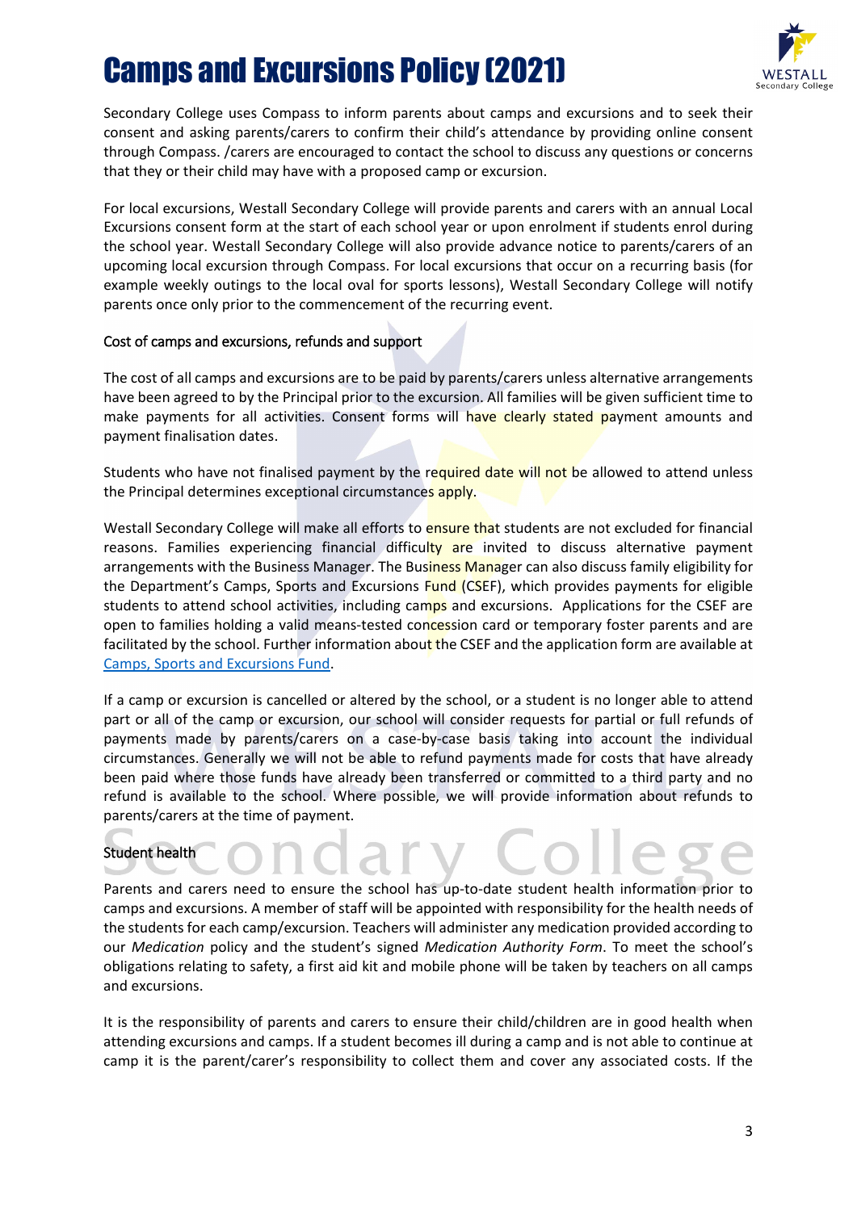Secondary College uses Compass to inform parents about camps and excursions and to seek their consent and asking parents/carers to confirm their child's attendance by providing online consent through Compass. /carers are encouraged to contact the school to discuss any questions or concerns that they or their child may have with a proposed camp or excursion.

For local excursions, Westall Secondary College will provide parents and carers with an annual Local Excursions consent form at the start of each school year or upon enrolment if students enrol during the school year. Westall Secondary College will also provide advance notice to parents/carers of an upcoming local excursion through Compass. For local excursions that occur on a recurring basis (for example weekly outings to the local oval for sports lessons), Westall Secondary College will notify parents once only prior to the commencement of the recurring event.

### Cost of camps and excursions, refunds and support

The cost of all camps and excursions are to be paid by parents/carers unless alternative arrangements have been agreed to by the Principal prior to the excursion. All families will be given sufficient time to make payments for all activities. Consent forms will have clearly stated payment amounts and payment finalisation dates.

Students who have not finalised payment by the required date will not be allowed to attend unless the Principal determines exceptional circumstances apply.

Westall Secondary College will make all efforts to ensure that students are not excluded for financial reasons. Families experiencing financial difficulty are invited to discuss alternative payment arrangements with the Business Manager. The Business Manager can also discuss family eligibility for the Department's Camps, Sports and Excursions Fund (CSEF), which provides payments for eligible students to attend school activities, including camps and excursions. Applications for the CSEF are open to families holding a valid means-tested concession card or temporary foster parents and are facilitated by the school. Further information about the CSEF and the application form are available at [Camps, Sports and Excursions Fund](Camps, Sports and Excursions Fund).

If a camp or excursion is cancelled or altered by the school, or a student is no longer able to attend part or all of the camp or excursion, our school will consider requests for partial or full refunds of payments made by parents/carers on a case-by-case basis taking into account the individual circumstances. Generally we will not be able to refund payments made for costs that have already been paid where those funds have already been transferred or committed to a third party and no refund is available to the school. Where possible, we will provide information about refunds to parents/carers at the time of payment.

### Student health

Parents and carers need to ensure the school has up-to-date student health information prior to camps and excursions. A member of staff will be appointed with responsibility for the health needs of the students for each camp/excursion. Teachers will administer any medication provided according to our *Medication* policy and the student's signed *Medication Authority Form*. To meet the school's obligations relating to safety, a first aid kit and mobile phone will be taken by teachers on all camps and excursions.

It is the responsibility of parents and carers to ensure their child/children are in good health when attending excursions and camps. If a student becomes ill during a camp and is not able to continue at camp it is the parent/carer's responsibility to collect them and cover any associated costs. If the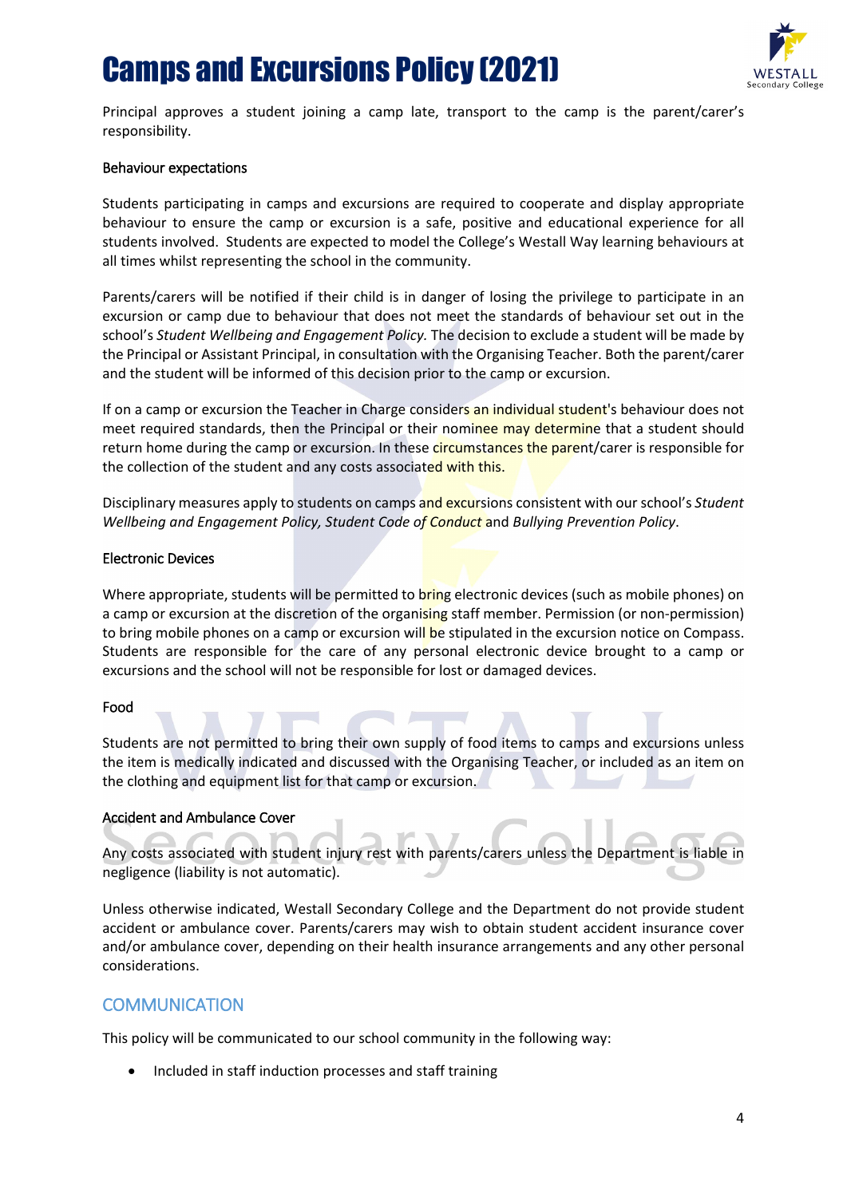Principal approves a student joining a camp late, transport to the camp is the parent/carer's responsibility.

### Behaviour expectations

Students participating in camps and excursions are required to cooperate and display appropriate behaviour to ensure the camp or excursion is a safe, positive and educational experience for all students involved. Students are expected to model the College's Westall Way learning behaviours at all times whilst representing the school in the community.

Parents/carers will be notified if their child is in danger of losing the privilege to participate in an excursion or camp due to behaviour that does not meet the standards of behaviour set out in the school's *Student Wellbeing and Engagement Policy.* The decision to exclude a student will be made by the Principal or Assistant Principal, in consultation with the Organising Teacher. Both the parent/carer and the student will be informed of this decision prior to the camp or excursion.

If on a camp or excursion the Teacher in Charge considers an individual student's behaviour does not meet required standards, then the Principal or their nominee may determine that a student should return home during the camp or excursion. In these circumstances the parent/carer is responsible for the collection of the student and any costs associated with this.

Disciplinary measures apply to students on camps and excursions consistent with our school's *Student Wellbeing and Engagement Policy, Student Code of Conduct* and *Bullying Prevention Policy*.

### Electronic Devices

Where appropriate, students will be permitted to bring electronic devices (such as mobile phones) on a camp or excursion at the discretion of the organising staff member. Permission (or non-permission) to bring mobile phones on a camp or excursion will be stipulated in the excursion notice on Compass. Students are responsible for the care of any personal electronic device brought to a camp or excursions and the school will not be responsible for lost or damaged devices.

### Food

Students are not permitted to bring their own supply of food items to camps and excursions unless the item is medically indicated and discussed with the Organising Teacher, or included as an item on the clothing and equipment list for that camp or excursion.

### Accident and Ambulance Cover

Any costs associated with student injury rest with parents/carers unless the Department is liable in negligence (liability is not automatic).

Unless otherwise indicated, Westall Secondary College and the Department do not provide student accident or ambulance cover. Parents/carers may wish to obtain student accident insurance cover and/or ambulance cover, depending on their health insurance arrangements and any other personal considerations.

## COMMUNICATION

This policy will be communicated to our school community in the following way:

- Included in staff induction processes and staff training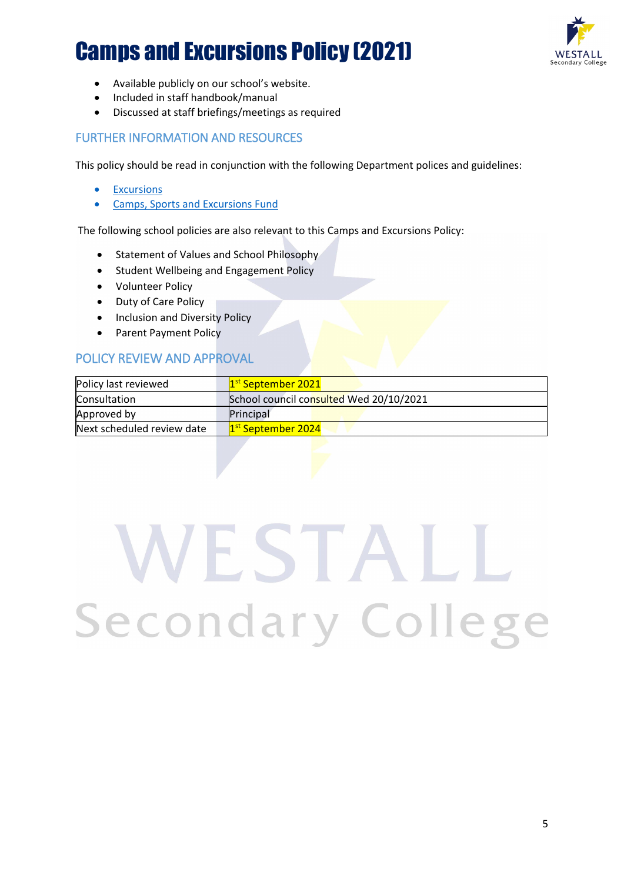- Available publicly on our school's website.
- Included in staff handbook/manual
- Discussed at staff briefings/meetings as required

## FURTHER INFORMATION AND RESOURCES

This policy should be read in conjunction with the following Department polices and guidelines:

- Excursions
- Camps, Sports and Excursions Fund

The following school policies are also relevant to this Camps and Excursions Policy:

- Statement of Values and School Philosophy
- Student Wellbeing and Engagement Policy
- Volunteer Policy
- Duty of Care Policy
- Inclusion and Diversity Policy
- Parent Payment Policy

## POLICY REVIEW AND APPROVAL

| | |
|---|---|
| Policy last reviewed | 1st September 2021 |
| Consultation | School council consulted Wed 20/10/2021 |
| Approved by | Principal |
| Next scheduled review date | 1st September 2024 |